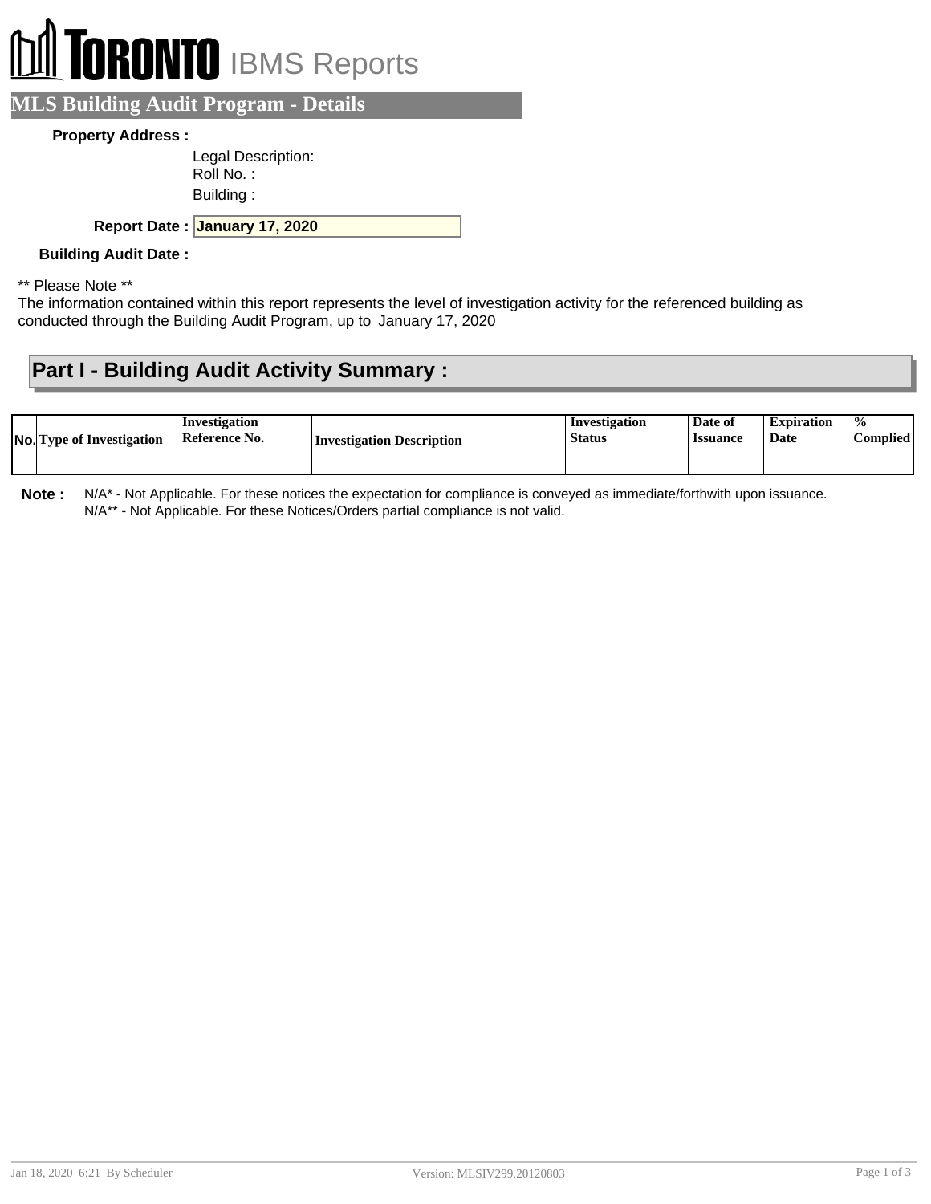# TORONTO IBMS Reports

## MLS Building Audit Program - Details

**Property Address :**

Legal Description:
Roll No. :
Building :

**Report Date :** **January 17, 2020**

**Building Audit Date :**

** Please Note **
The information contained within this report represents the level of investigation activity for the referenced building as conducted through the Building Audit Program, up to January 17, 2020

## Part I - Building Audit Activity Summary :

| No. | Type of Investigation | Investigation Reference No. | Investigation Description | Investigation Status | Date of Issuance | Expiration Date | % Complied |
|---|---|---|---|---|---|---|---|
| | | | | | | | |

**Note :** N/A* - Not Applicable. For these notices the expectation for compliance is conveyed as immediate/forthwith upon issuance.
N/A** - Not Applicable. For these Notices/Orders partial compliance is not valid.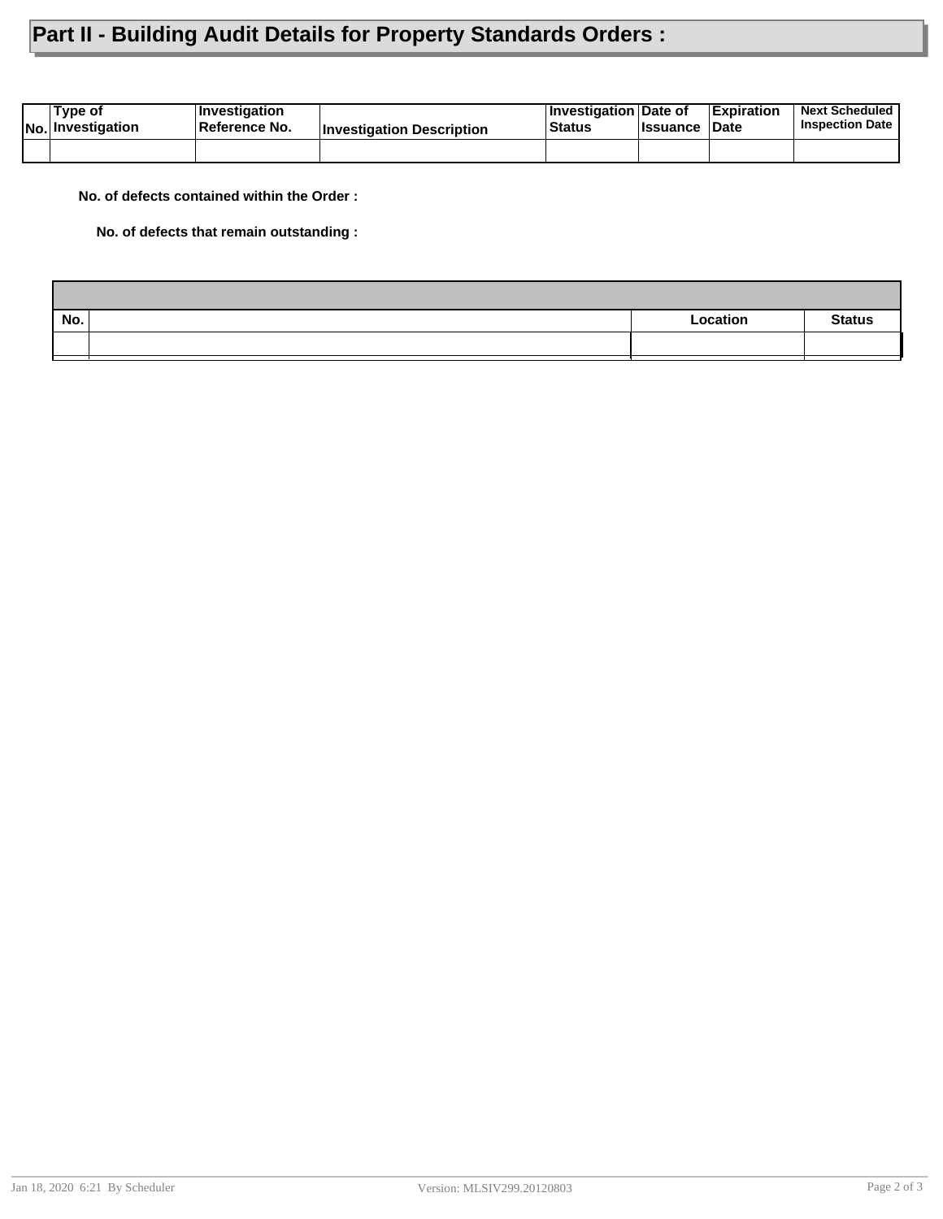# Part II - Building Audit Details for Property Standards Orders :

| No. | Type of Investigation | Investigation Reference No. | Investigation Description | Investigation Status | Date of Issuance | Expiration Date | Next Scheduled Inspection Date |
|---|---|---|---|---|---|---|---|
| | | | | | | | |

**No. of defects contained within the Order :**

**No. of defects that remain outstanding :**

| No. | | Location | Status |
|---|---|---|---|
| | | | |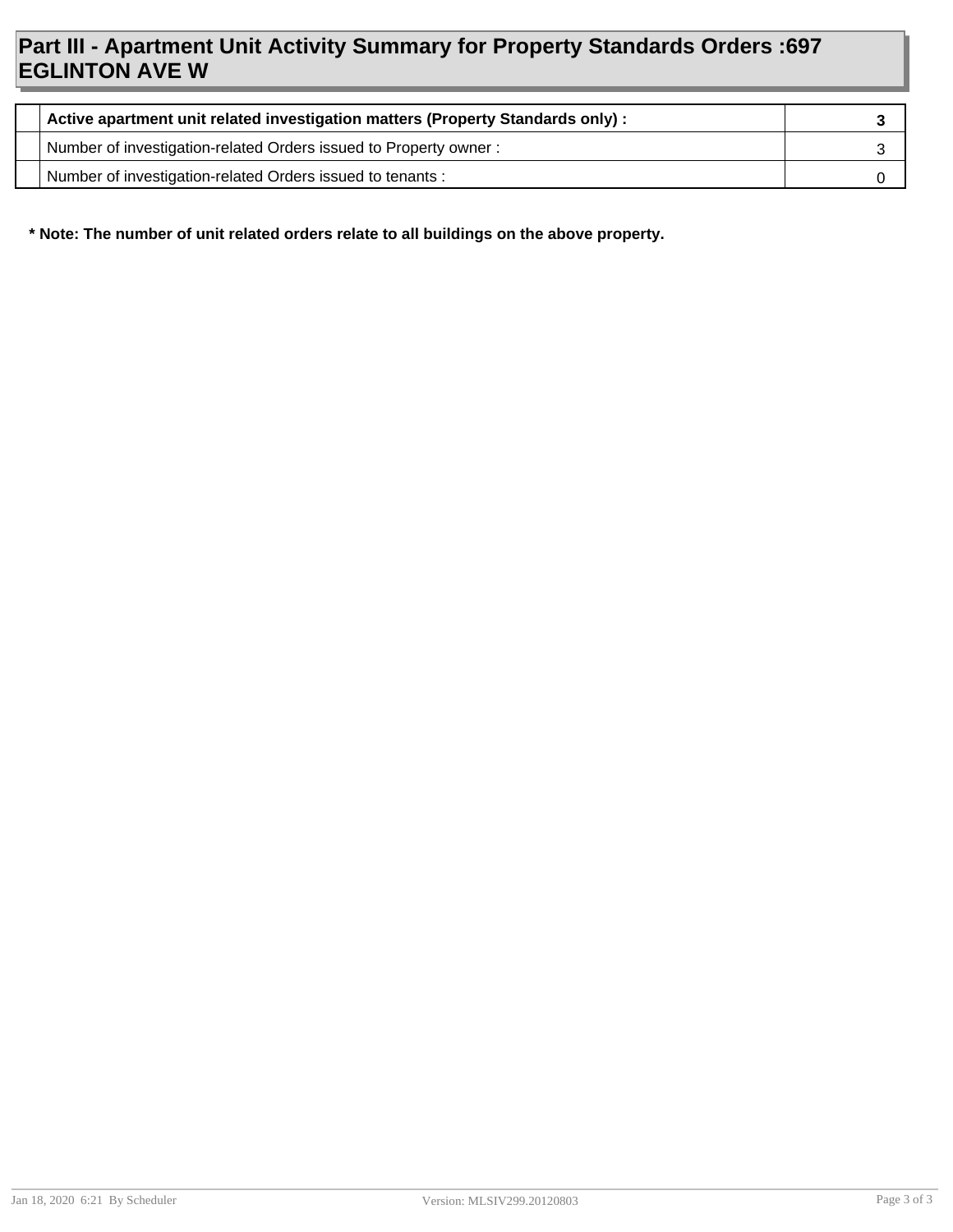## Part III - Apartment Unit Activity Summary for Property Standards Orders :697 EGLINTON AVE W

| | | |
|---|---|---|
| | **Active apartment unit related investigation matters (Property Standards only) :** | **3** |
| | Number of investigation-related Orders issued to Property owner : | 3 |
| | Number of investigation-related Orders issued to tenants : | 0 |

**\* Note: The number of unit related orders relate to all buildings on the above property.**

Jan 18, 2020 6:21 By Scheduler

Version: MLSIV299.20120803